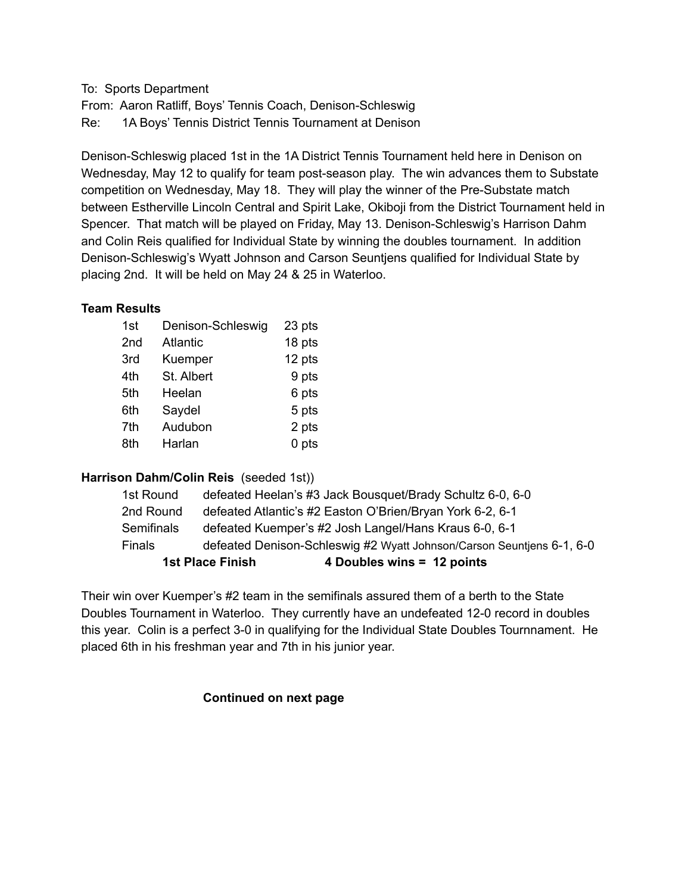To: Sports Department
From: Aaron Ratliff, Boys' Tennis Coach, Denison-Schleswig
Re: 1A Boys' Tennis District Tennis Tournament at Denison

Denison-Schleswig placed 1st in the 1A District Tennis Tournament held here in Denison on Wednesday, May 12 to qualify for team post-season play. The win advances them to Substate competition on Wednesday, May 18. They will play the winner of the Pre-Substate match between Estherville Lincoln Central and Spirit Lake, Okiboji from the District Tournament held in Spencer. That match will be played on Friday, May 13. Denison-Schleswig's Harrison Dahm and Colin Reis qualified for Individual State by winning the doubles tournament. In addition Denison-Schleswig's Wyatt Johnson and Carson Seuntjens qualified for Individual State by placing 2nd. It will be held on May 24 & 25 in Waterloo.

**Team Results**

| | | |
|---|---|---|
| 1st | Denison-Schleswig | 23 pts |
| 2nd | Atlantic | 18 pts |
| 3rd | Kuemper | 12 pts |
| 4th | St. Albert | 9 pts |
| 5th | Heelan | 6 pts |
| 6th | Saydel | 5 pts |
| 7th | Audubon | 2 pts |
| 8th | Harlan | 0 pts |

**Harrison Dahm/Colin Reis** (seeded 1st))

| | |
|---|---|
| 1st Round | defeated Heelan's #3 Jack Bousquet/Brady Schultz 6-0, 6-0 |
| 2nd Round | defeated Atlantic's #2 Easton O'Brien/Bryan York 6-2, 6-1 |
| Semifinals | defeated Kuemper's #2 Josh Langel/Hans Kraus 6-0, 6-1 |
| Finals | defeated Denison-Schleswig #2 Wyatt Johnson/Carson Seuntjens 6-1, 6-0 |
| **1st Place Finish** | **4 Doubles wins = 12 points** |

Their win over Kuemper's #2 team in the semifinals assured them of a berth to the State Doubles Tournament in Waterloo. They currently have an undefeated 12-0 record in doubles this year. Colin is a perfect 3-0 in qualifying for the Individual State Doubles Tournnament. He placed 6th in his freshman year and 7th in his junior year.

**Continued on next page**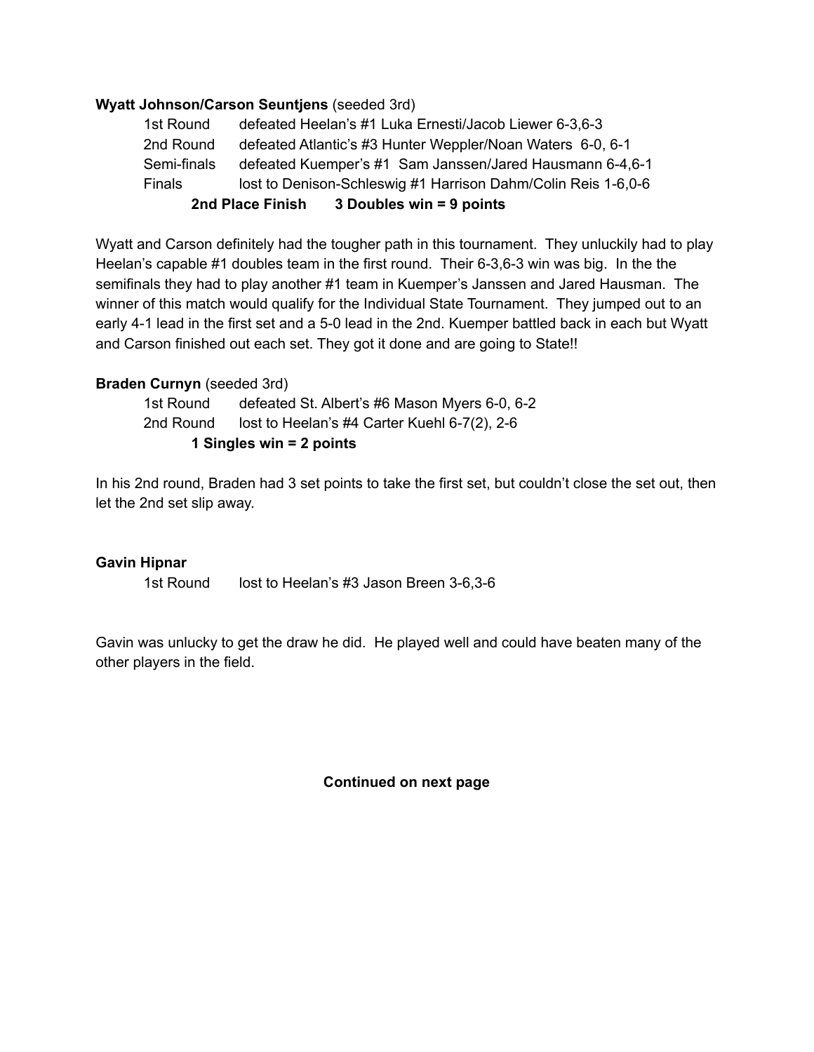**Wyatt Johnson/Carson Seuntjens** (seeded 3rd)

1st Round defeated Heelan's #1 Luka Ernesti/Jacob Liewer 6-3,6-3
2nd Round defeated Atlantic's #3 Hunter Weppler/Noan Waters 6-0, 6-1
Semi-finals defeated Kuemper's #1 Sam Janssen/Jared Hausmann 6-4,6-1
Finals lost to Denison-Schleswig #1 Harrison Dahm/Colin Reis 1-6,0-6

**2nd Place Finish 3 Doubles win = 9 points**

Wyatt and Carson definitely had the tougher path in this tournament. They unluckily had to play Heelan's capable #1 doubles team in the first round. Their 6-3,6-3 win was big. In the the semifinals they had to play another #1 team in Kuemper's Janssen and Jared Hausman. The winner of this match would qualify for the Individual State Tournament. They jumped out to an early 4-1 lead in the first set and a 5-0 lead in the 2nd. Kuemper battled back in each but Wyatt and Carson finished out each set. They got it done and are going to State!!

**Braden Curnyn** (seeded 3rd)

1st Round defeated St. Albert's #6 Mason Myers 6-0, 6-2
2nd Round lost to Heelan's #4 Carter Kuehl 6-7(2), 2-6

**1 Singles win = 2 points**

In his 2nd round, Braden had 3 set points to take the first set, but couldn't close the set out, then let the 2nd set slip away.

**Gavin Hipnar**

1st Round lost to Heelan's #3 Jason Breen 3-6,3-6

Gavin was unlucky to get the draw he did. He played well and could have beaten many of the other players in the field.

**Continued on next page**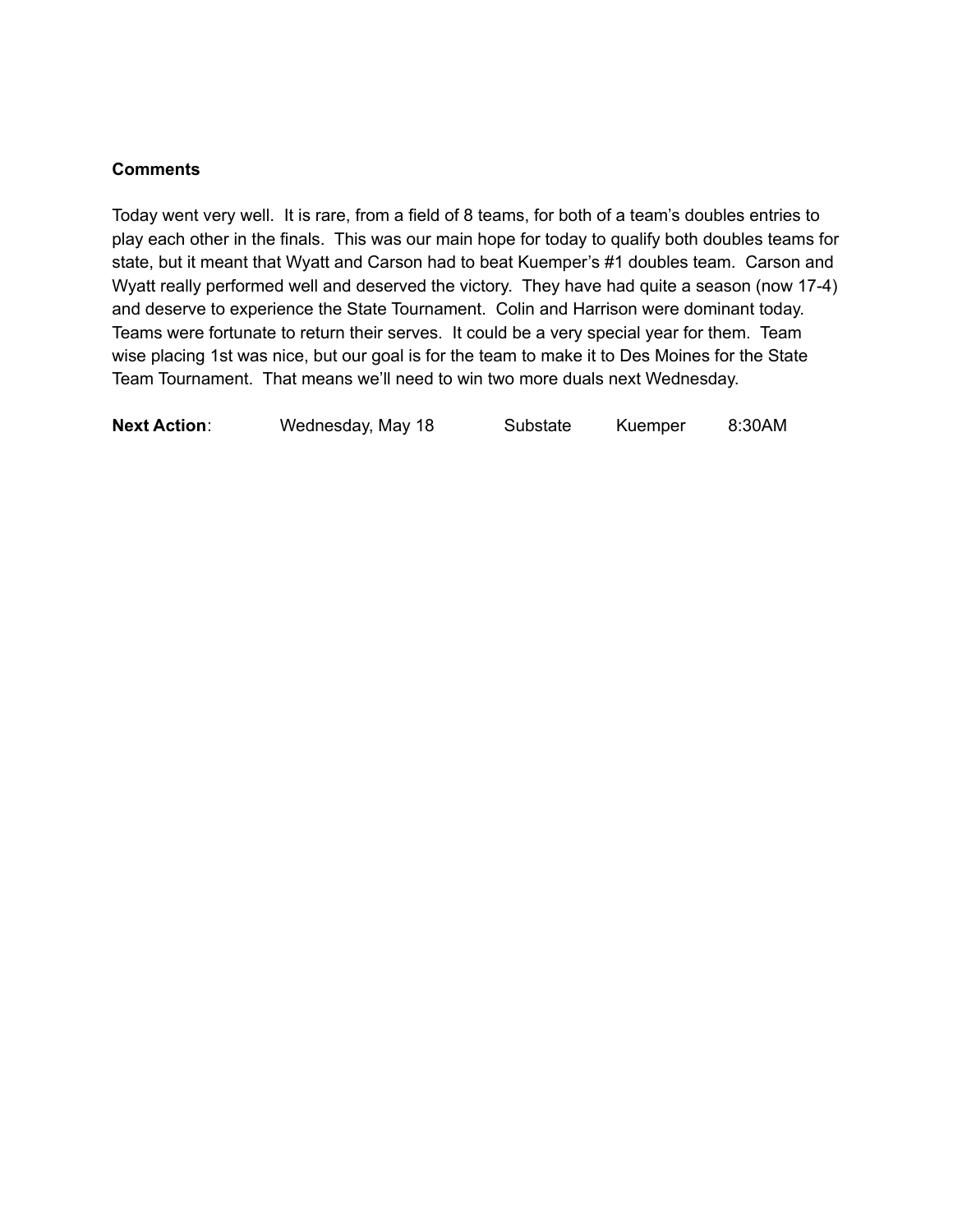**Comments**

Today went very well. It is rare, from a field of 8 teams, for both of a team's doubles entries to play each other in the finals. This was our main hope for today to qualify both doubles teams for state, but it meant that Wyatt and Carson had to beat Kuemper's #1 doubles team. Carson and Wyatt really performed well and deserved the victory. They have had quite a season (now 17-4) and deserve to experience the State Tournament. Colin and Harrison were dominant today. Teams were fortunate to return their serves. It could be a very special year for them. Team wise placing 1st was nice, but our goal is for the team to make it to Des Moines for the State Team Tournament. That means we'll need to win two more duals next Wednesday.

**Next Action**: Wednesday, May 18 Substate Kuemper 8:30AM